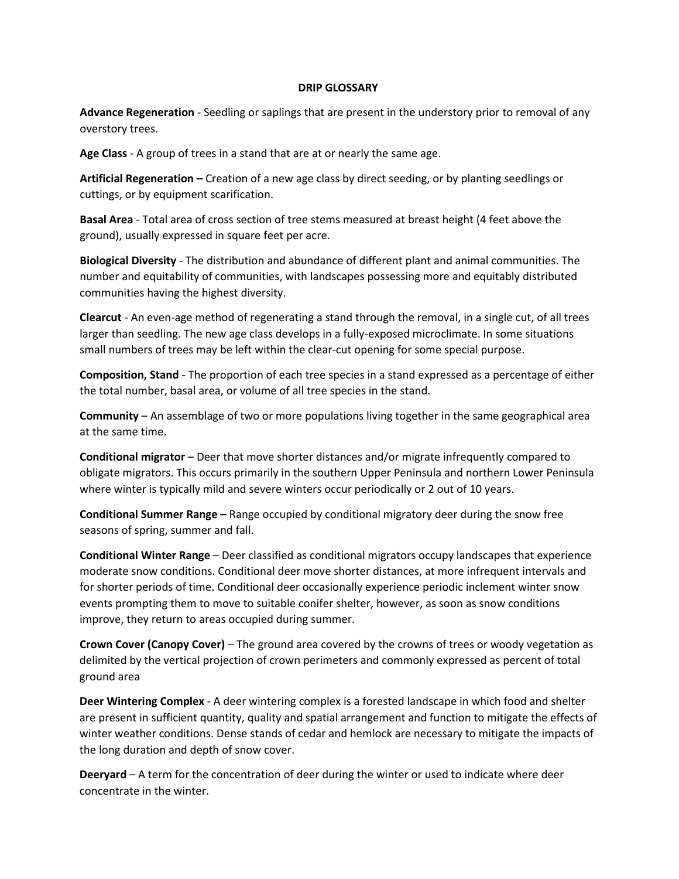# DRIP GLOSSARY

**Advance Regeneration** - Seedling or saplings that are present in the understory prior to removal of any overstory trees.

**Age Class** - A group of trees in a stand that are at or nearly the same age.

**Artificial Regeneration –** Creation of a new age class by direct seeding, or by planting seedlings or cuttings, or by equipment scarification.

**Basal Area** - Total area of cross section of tree stems measured at breast height (4 feet above the ground), usually expressed in square feet per acre.

**Biological Diversity** - The distribution and abundance of different plant and animal communities. The number and equitability of communities, with landscapes possessing more and equitably distributed communities having the highest diversity.

**Clearcut** - An even-age method of regenerating a stand through the removal, in a single cut, of all trees larger than seedling. The new age class develops in a fully-exposed microclimate. In some situations small numbers of trees may be left within the clear-cut opening for some special purpose.

**Composition, Stand** - The proportion of each tree species in a stand expressed as a percentage of either the total number, basal area, or volume of all tree species in the stand.

**Community** – An assemblage of two or more populations living together in the same geographical area at the same time.

**Conditional migrator** – Deer that move shorter distances and/or migrate infrequently compared to obligate migrators. This occurs primarily in the southern Upper Peninsula and northern Lower Peninsula where winter is typically mild and severe winters occur periodically or 2 out of 10 years.

**Conditional Summer Range –** Range occupied by conditional migratory deer during the snow free seasons of spring, summer and fall.

**Conditional Winter Range** – Deer classified as conditional migrators occupy landscapes that experience moderate snow conditions. Conditional deer move shorter distances, at more infrequent intervals and for shorter periods of time. Conditional deer occasionally experience periodic inclement winter snow events prompting them to move to suitable conifer shelter, however, as soon as snow conditions improve, they return to areas occupied during summer.

**Crown Cover (Canopy Cover)** – The ground area covered by the crowns of trees or woody vegetation as delimited by the vertical projection of crown perimeters and commonly expressed as percent of total ground area

**Deer Wintering Complex** - A deer wintering complex is a forested landscape in which food and shelter are present in sufficient quantity, quality and spatial arrangement and function to mitigate the effects of winter weather conditions. Dense stands of cedar and hemlock are necessary to mitigate the impacts of the long duration and depth of snow cover.

**Deeryard** – A term for the concentration of deer during the winter or used to indicate where deer concentrate in the winter.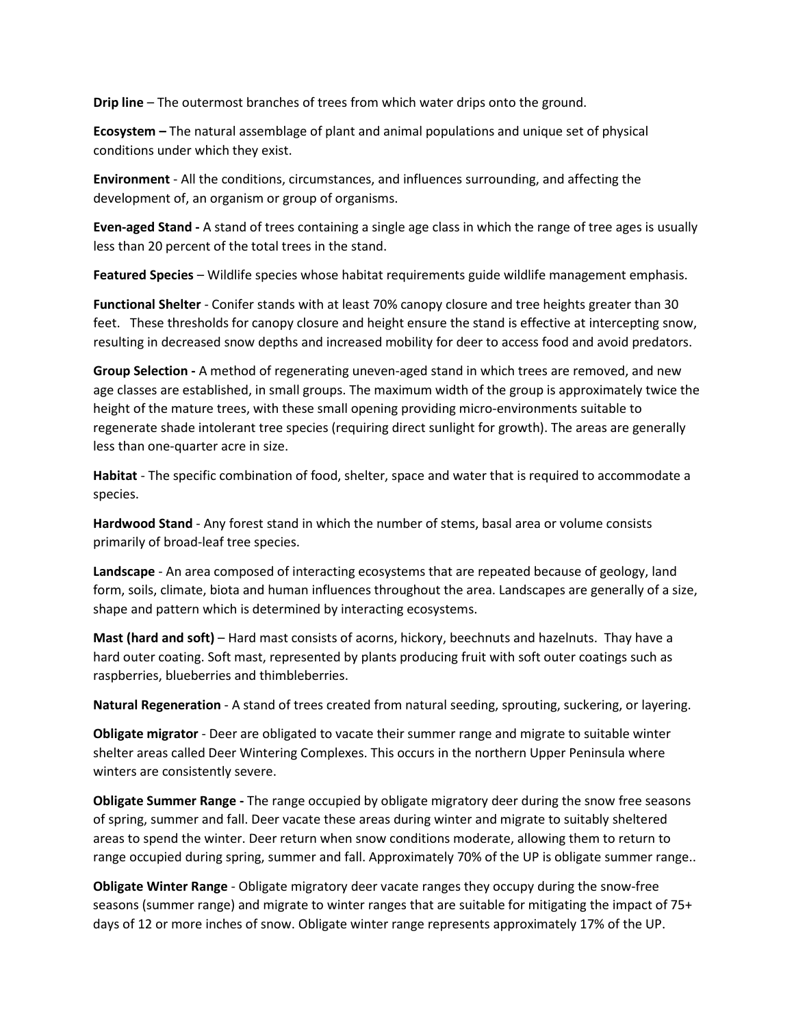**Drip line** – The outermost branches of trees from which water drips onto the ground.

**Ecosystem –** The natural assemblage of plant and animal populations and unique set of physical conditions under which they exist.

**Environment** - All the conditions, circumstances, and influences surrounding, and affecting the development of, an organism or group of organisms.

**Even-aged Stand -** A stand of trees containing a single age class in which the range of tree ages is usually less than 20 percent of the total trees in the stand.

**Featured Species** – Wildlife species whose habitat requirements guide wildlife management emphasis.

**Functional Shelter** - Conifer stands with at least 70% canopy closure and tree heights greater than 30 feet. These thresholds for canopy closure and height ensure the stand is effective at intercepting snow, resulting in decreased snow depths and increased mobility for deer to access food and avoid predators.

**Group Selection -** A method of regenerating uneven-aged stand in which trees are removed, and new age classes are established, in small groups. The maximum width of the group is approximately twice the height of the mature trees, with these small opening providing micro-environments suitable to regenerate shade intolerant tree species (requiring direct sunlight for growth). The areas are generally less than one-quarter acre in size.

**Habitat** - The specific combination of food, shelter, space and water that is required to accommodate a species.

**Hardwood Stand** - Any forest stand in which the number of stems, basal area or volume consists primarily of broad-leaf tree species.

**Landscape** - An area composed of interacting ecosystems that are repeated because of geology, land form, soils, climate, biota and human influences throughout the area. Landscapes are generally of a size, shape and pattern which is determined by interacting ecosystems.

**Mast (hard and soft)** – Hard mast consists of acorns, hickory, beechnuts and hazelnuts. Thay have a hard outer coating. Soft mast, represented by plants producing fruit with soft outer coatings such as raspberries, blueberries and thimbleberries.

**Natural Regeneration** - A stand of trees created from natural seeding, sprouting, suckering, or layering.

**Obligate migrator** - Deer are obligated to vacate their summer range and migrate to suitable winter shelter areas called Deer Wintering Complexes. This occurs in the northern Upper Peninsula where winters are consistently severe.

**Obligate Summer Range -** The range occupied by obligate migratory deer during the snow free seasons of spring, summer and fall. Deer vacate these areas during winter and migrate to suitably sheltered areas to spend the winter. Deer return when snow conditions moderate, allowing them to return to range occupied during spring, summer and fall. Approximately 70% of the UP is obligate summer range..

**Obligate Winter Range** - Obligate migratory deer vacate ranges they occupy during the snow-free seasons (summer range) and migrate to winter ranges that are suitable for mitigating the impact of 75+ days of 12 or more inches of snow. Obligate winter range represents approximately 17% of the UP.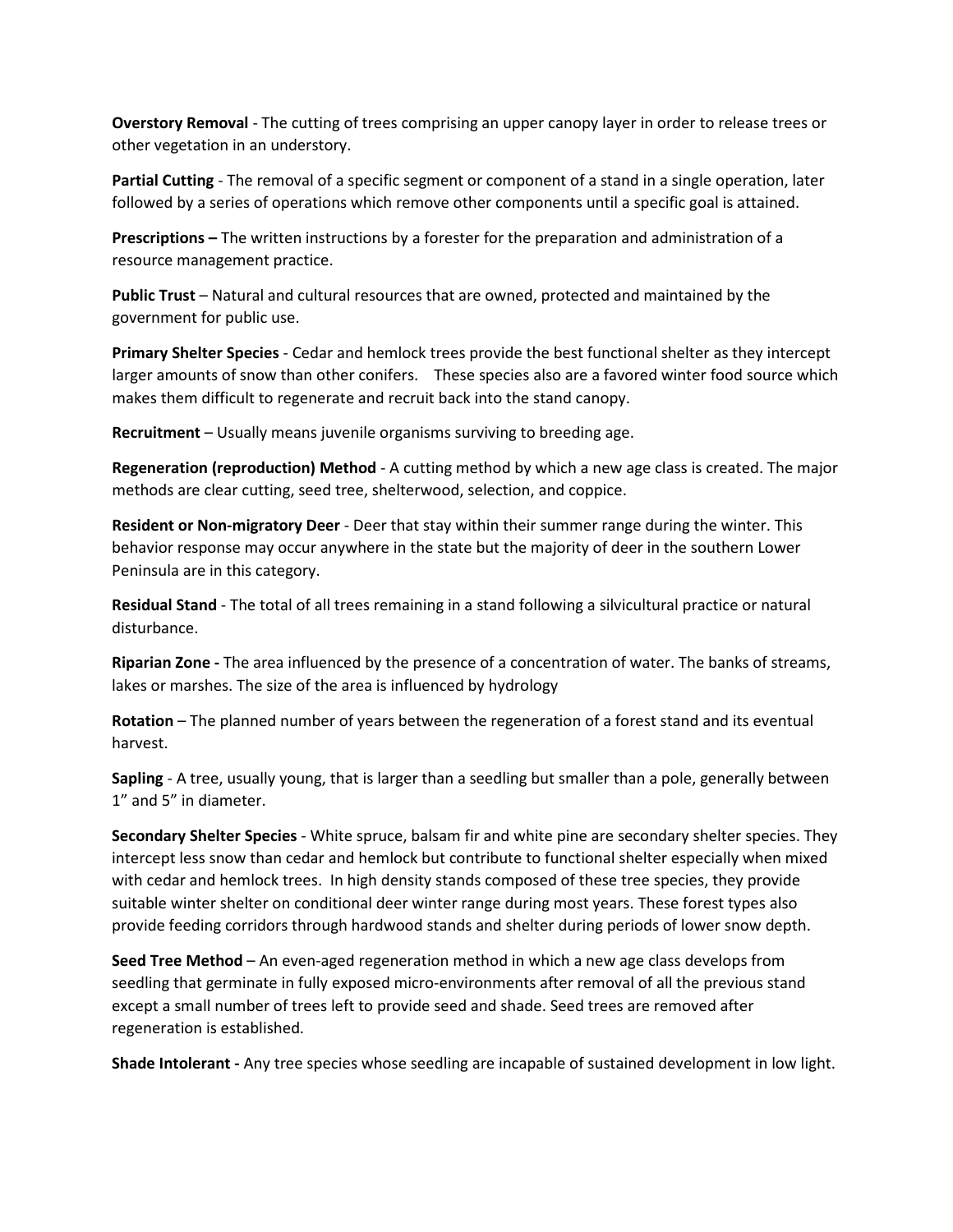**Overstory Removal** - The cutting of trees comprising an upper canopy layer in order to release trees or other vegetation in an understory.

**Partial Cutting** - The removal of a specific segment or component of a stand in a single operation, later followed by a series of operations which remove other components until a specific goal is attained.

**Prescriptions –** The written instructions by a forester for the preparation and administration of a resource management practice.

**Public Trust** – Natural and cultural resources that are owned, protected and maintained by the government for public use.

**Primary Shelter Species** - Cedar and hemlock trees provide the best functional shelter as they intercept larger amounts of snow than other conifers. These species also are a favored winter food source which makes them difficult to regenerate and recruit back into the stand canopy.

**Recruitment** – Usually means juvenile organisms surviving to breeding age.

**Regeneration (reproduction) Method** - A cutting method by which a new age class is created. The major methods are clear cutting, seed tree, shelterwood, selection, and coppice.

**Resident or Non-migratory Deer** - Deer that stay within their summer range during the winter. This behavior response may occur anywhere in the state but the majority of deer in the southern Lower Peninsula are in this category.

**Residual Stand** - The total of all trees remaining in a stand following a silvicultural practice or natural disturbance.

**Riparian Zone -** The area influenced by the presence of a concentration of water. The banks of streams, lakes or marshes. The size of the area is influenced by hydrology

**Rotation** – The planned number of years between the regeneration of a forest stand and its eventual harvest.

**Sapling** - A tree, usually young, that is larger than a seedling but smaller than a pole, generally between 1” and 5” in diameter.

**Secondary Shelter Species** - White spruce, balsam fir and white pine are secondary shelter species. They intercept less snow than cedar and hemlock but contribute to functional shelter especially when mixed with cedar and hemlock trees. In high density stands composed of these tree species, they provide suitable winter shelter on conditional deer winter range during most years. These forest types also provide feeding corridors through hardwood stands and shelter during periods of lower snow depth.

**Seed Tree Method** – An even-aged regeneration method in which a new age class develops from seedling that germinate in fully exposed micro-environments after removal of all the previous stand except a small number of trees left to provide seed and shade. Seed trees are removed after regeneration is established.

**Shade Intolerant -** Any tree species whose seedling are incapable of sustained development in low light.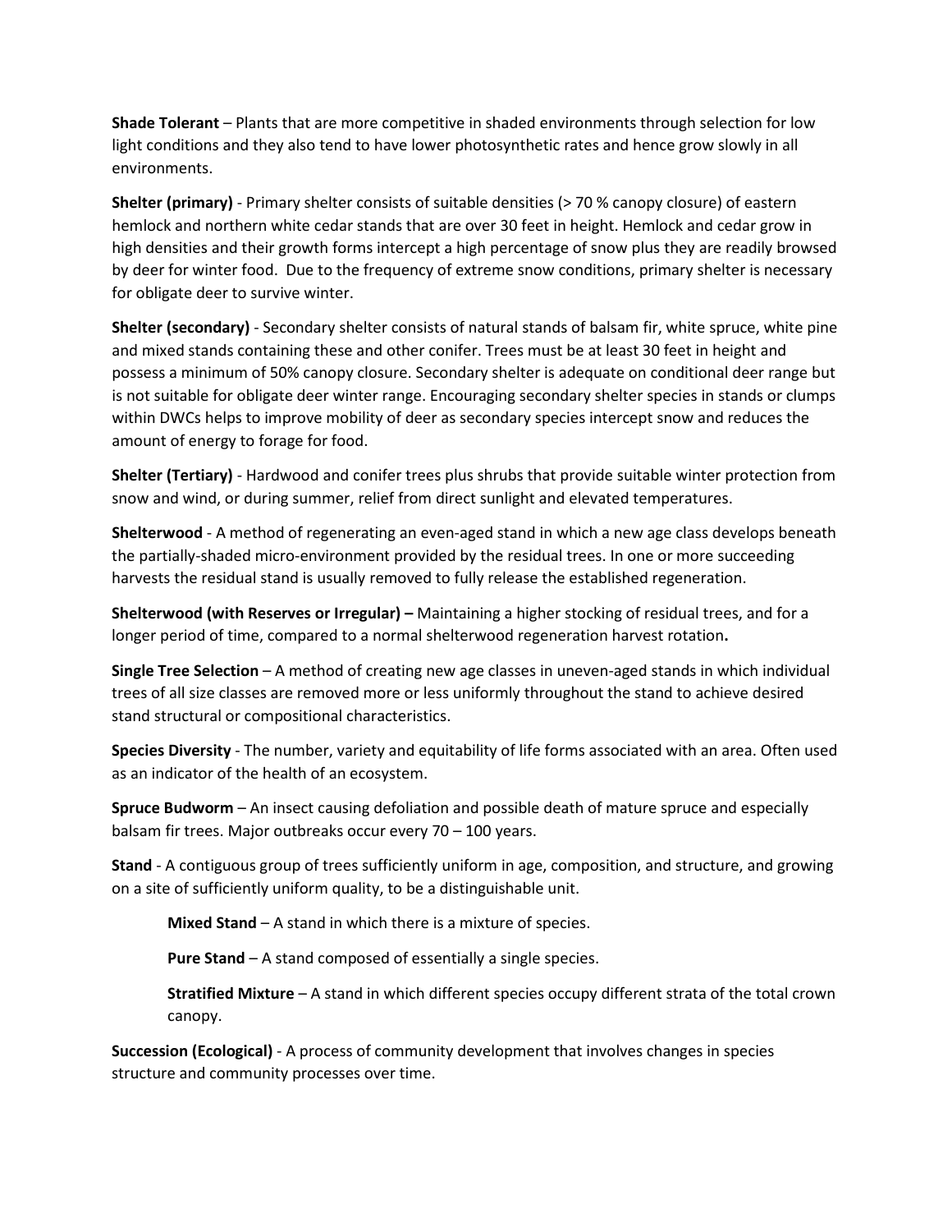**Shade Tolerant** – Plants that are more competitive in shaded environments through selection for low light conditions and they also tend to have lower photosynthetic rates and hence grow slowly in all environments.

**Shelter (primary)** - Primary shelter consists of suitable densities (> 70 % canopy closure) of eastern hemlock and northern white cedar stands that are over 30 feet in height. Hemlock and cedar grow in high densities and their growth forms intercept a high percentage of snow plus they are readily browsed by deer for winter food. Due to the frequency of extreme snow conditions, primary shelter is necessary for obligate deer to survive winter.

**Shelter (secondary)** - Secondary shelter consists of natural stands of balsam fir, white spruce, white pine and mixed stands containing these and other conifer. Trees must be at least 30 feet in height and possess a minimum of 50% canopy closure. Secondary shelter is adequate on conditional deer range but is not suitable for obligate deer winter range. Encouraging secondary shelter species in stands or clumps within DWCs helps to improve mobility of deer as secondary species intercept snow and reduces the amount of energy to forage for food.

**Shelter (Tertiary)** - Hardwood and conifer trees plus shrubs that provide suitable winter protection from snow and wind, or during summer, relief from direct sunlight and elevated temperatures.

**Shelterwood** - A method of regenerating an even-aged stand in which a new age class develops beneath the partially-shaded micro-environment provided by the residual trees. In one or more succeeding harvests the residual stand is usually removed to fully release the established regeneration.

**Shelterwood (with Reserves or Irregular) –** Maintaining a higher stocking of residual trees, and for a longer period of time, compared to a normal shelterwood regeneration harvest rotation**.**

**Single Tree Selection** – A method of creating new age classes in uneven-aged stands in which individual trees of all size classes are removed more or less uniformly throughout the stand to achieve desired stand structural or compositional characteristics.

**Species Diversity** - The number, variety and equitability of life forms associated with an area. Often used as an indicator of the health of an ecosystem.

**Spruce Budworm** – An insect causing defoliation and possible death of mature spruce and especially balsam fir trees. Major outbreaks occur every 70 – 100 years.

**Stand** - A contiguous group of trees sufficiently uniform in age, composition, and structure, and growing on a site of sufficiently uniform quality, to be a distinguishable unit.

> **Mixed Stand** – A stand in which there is a mixture of species.
>
> **Pure Stand** – A stand composed of essentially a single species.
>
> **Stratified Mixture** – A stand in which different species occupy different strata of the total crown canopy.

**Succession (Ecological)** - A process of community development that involves changes in species structure and community processes over time.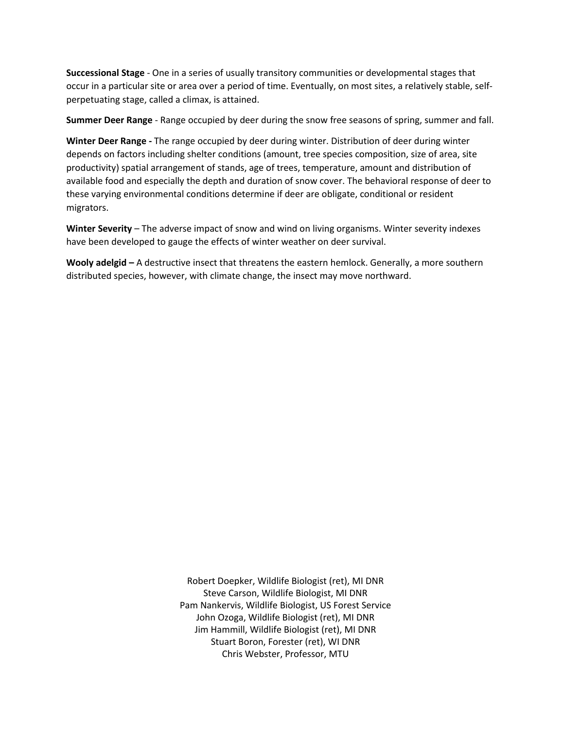**Successional Stage** - One in a series of usually transitory communities or developmental stages that occur in a particular site or area over a period of time. Eventually, on most sites, a relatively stable, self-perpetuating stage, called a climax, is attained.

**Summer Deer Range** - Range occupied by deer during the snow free seasons of spring, summer and fall.

**Winter Deer Range -** The range occupied by deer during winter. Distribution of deer during winter depends on factors including shelter conditions (amount, tree species composition, size of area, site productivity) spatial arrangement of stands, age of trees, temperature, amount and distribution of available food and especially the depth and duration of snow cover. The behavioral response of deer to these varying environmental conditions determine if deer are obligate, conditional or resident migrators.

**Winter Severity** – The adverse impact of snow and wind on living organisms. Winter severity indexes have been developed to gauge the effects of winter weather on deer survival.

**Wooly adelgid –** A destructive insect that threatens the eastern hemlock. Generally, a more southern distributed species, however, with climate change, the insect may move northward.

Robert Doepker, Wildlife Biologist (ret), MI DNR
Steve Carson, Wildlife Biologist, MI DNR
Pam Nankervis, Wildlife Biologist, US Forest Service
John Ozoga, Wildlife Biologist (ret), MI DNR
Jim Hammill, Wildlife Biologist (ret), MI DNR
Stuart Boron, Forester (ret), WI DNR
Chris Webster, Professor, MTU